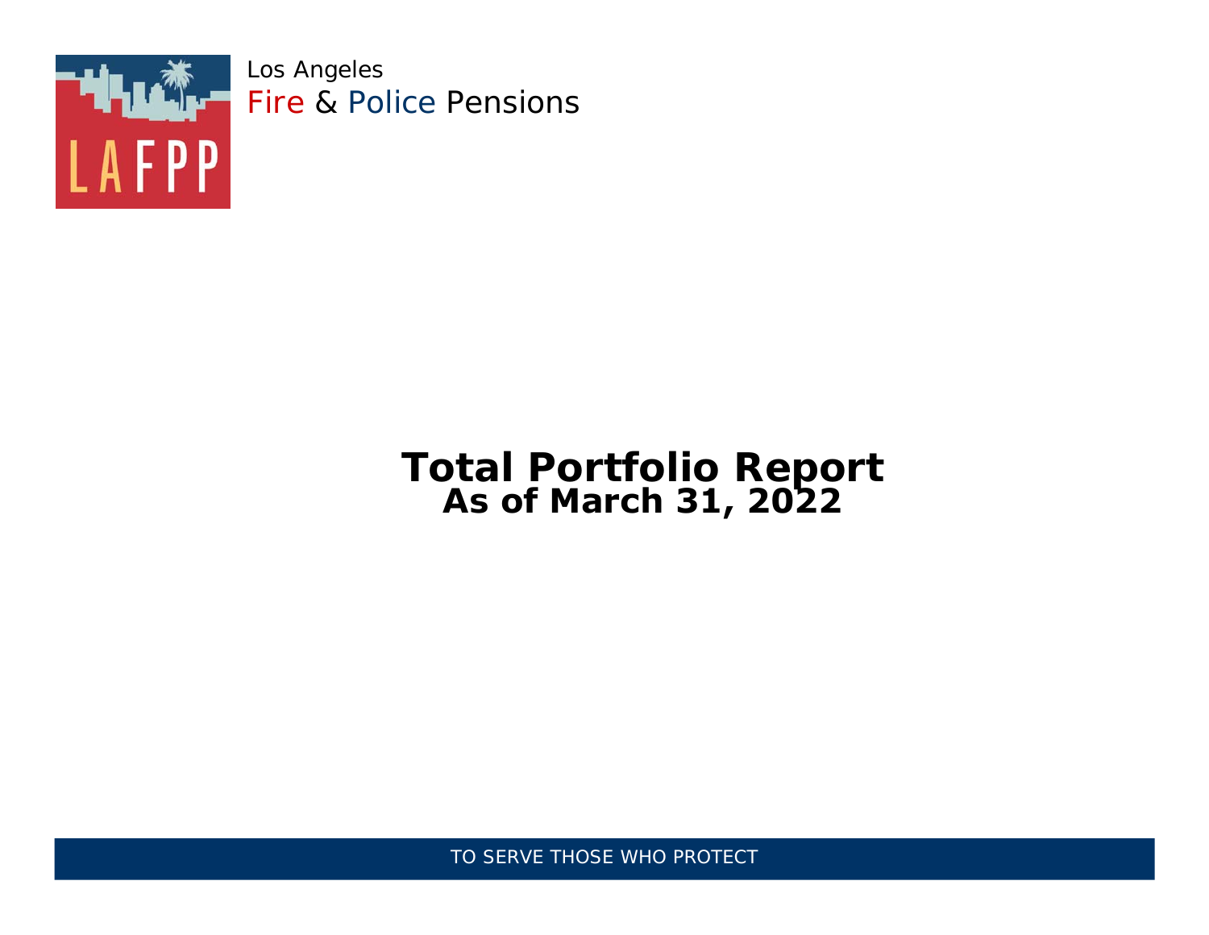Los Angeles
Fire & Police Pensions

# Total Portfolio Report
## As of March 31, 2022

TO SERVE THOSE WHO PROTECT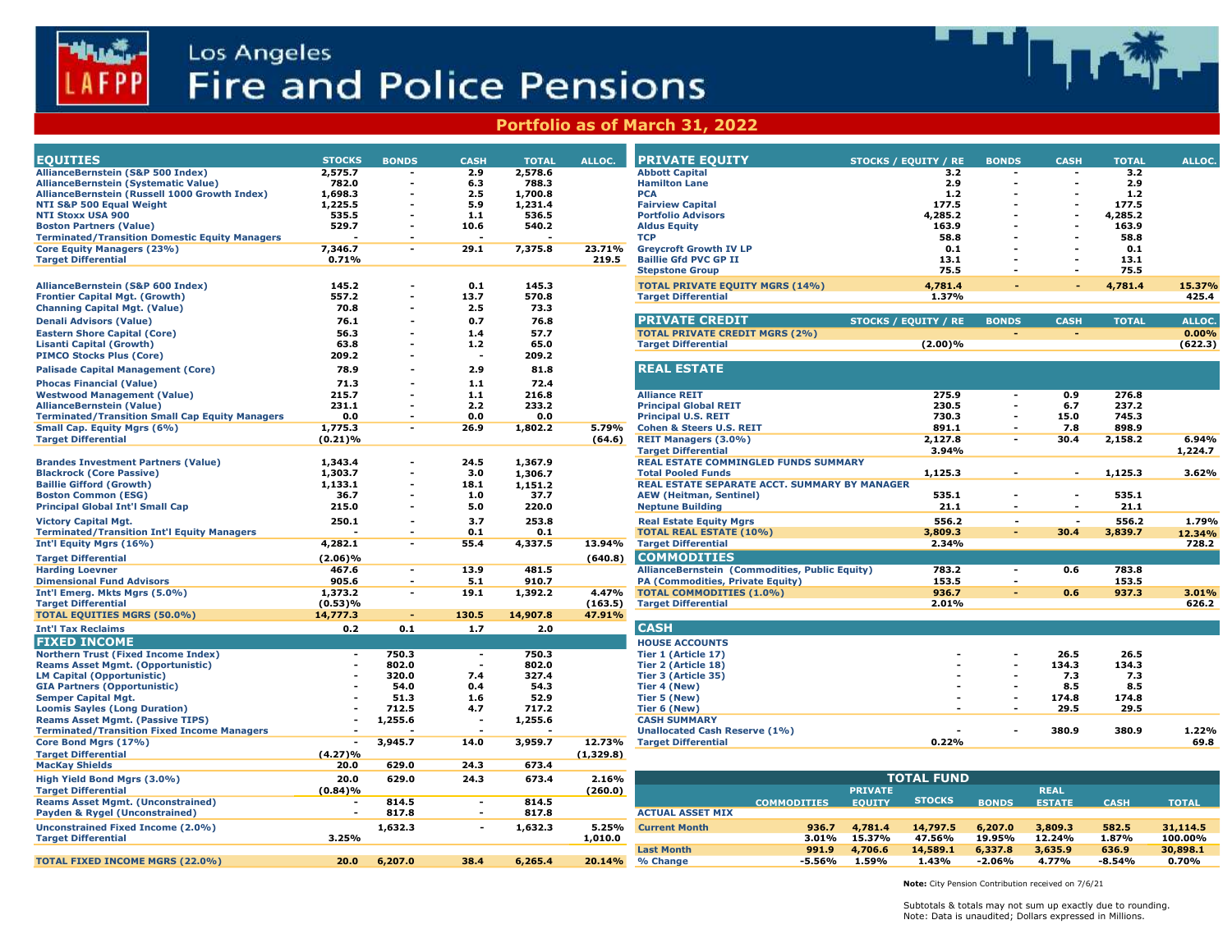# Los Angeles Fire and Police Pensions

## Portfolio as of March 31, 2022

| EQUITIES | STOCKS | BONDS | CASH | TOTAL | ALLOC. |
|---|---|---|---|---|---|
| AllianceBernstein (S&P 500 Index) | 2,575.7 | - | 2.9 | 2,578.6 | |
| AllianceBernstein (Systematic Value) | 782.0 | - | 6.3 | 788.3 | |
| AllianceBernstein (Russell 1000 Growth Index) | 1,698.3 | - | 2.5 | 1,700.8 | |
| NTI S&P 500 Equal Weight | 1,225.5 | - | 5.9 | 1,231.4 | |
| NTI Stoxx USA 900 | 535.5 | - | 1.1 | 536.5 | |
| Boston Partners (Value) | 529.7 | - | 10.6 | 540.2 | |
| Terminated/Transition Domestic Equity Managers | - | - | - | - | |
| Core Equity Managers (23%) | 7,346.7 | - | 29.1 | 7,375.8 | 23.71% |
| Target Differential | 0.71% | | | | 219.5 |
| AllianceBernstein (S&P 600 Index) | 145.2 | - | 0.1 | 145.3 | |
| Frontier Capital Mgt. (Growth) | 557.2 | - | 13.7 | 570.8 | |
| Channing Capital Mgt. (Value) | 70.8 | - | 2.5 | 73.3 | |
| Denali Advisors (Value) | 76.1 | - | 0.7 | 76.8 | |
| Eastern Shore Capital (Core) | 56.3 | - | 1.4 | 57.7 | |
| Lisanti Capital (Growth) | 63.8 | - | 1.2 | 65.0 | |
| PIMCO Stocks Plus (Core) | 209.2 | - | - | 209.2 | |
| Palisade Capital Management (Core) | 78.9 | - | 2.9 | 81.8 | |
| Phocas Financial (Value) | 71.3 | - | 1.1 | 72.4 | |
| Westwood Management (Value) | 215.7 | - | 1.1 | 216.8 | |
| AllianceBernstein (Value) | 231.1 | - | 2.2 | 233.2 | |
| Terminated/Transition Small Cap Equity Managers | 0.0 | - | 0.0 | 0.0 | |
| Small Cap. Equity Mgrs (6%) | 1,775.3 | - | 26.9 | 1,802.2 | 5.79% |
| Target Differential | (0.21)% | | | | (64.6) |
| Brandes Investment Partners (Value) | 1,343.4 | - | 24.5 | 1,367.9 | |
| Blackrock (Core Passive) | 1,303.7 | - | 3.0 | 1,306.7 | |
| Baillie Gifford (Growth) | 1,133.1 | - | 18.1 | 1,151.2 | |
| Boston Common (ESG) | 36.7 | - | 1.0 | 37.7 | |
| Principal Global Int'l Small Cap | 215.0 | - | 5.0 | 220.0 | |
| Victory Capital Mgt. | 250.1 | - | 3.7 | 253.8 | |
| Terminated/Transition Int'l Equity Managers | - | - | 0.1 | 0.1 | |
| Int'l Equity Mgrs (16%) | 4,282.1 | - | 55.4 | 4,337.5 | 13.94% |
| Target Differential | (2.06)% | | | | (640.8) |
| Harding Loevner | 467.6 | - | 13.9 | 481.5 | |
| Dimensional Fund Advisors | 905.6 | - | 5.1 | 910.7 | |
| Int'l Emerg. Mkts Mgrs (5.0%) | 1,373.2 | - | 19.1 | 1,392.2 | 4.47% |
| Target Differential | (0.53)% | | | | (163.5) |
| TOTAL EQUITIES MGRS (50.0%) | 14,777.3 | - | 130.5 | 14,907.8 | 47.91% |
| Int'l Tax Reclaims | 0.2 | 0.1 | 1.7 | 2.0 | |

| FIXED INCOME | STOCKS | BONDS | CASH | TOTAL | ALLOC. |
|---|---|---|---|---|---|
| Northern Trust (Fixed Income Index) | - | 750.3 | - | 750.3 | |
| Reams Asset Mgmt. (Opportunistic) | - | 802.0 | - | 802.0 | |
| LM Capital (Opportunistic) | - | 320.0 | 7.4 | 327.4 | |
| GIA Partners (Opportunistic) | - | 54.0 | 0.4 | 54.3 | |
| Semper Capital Mgt. | - | 51.3 | 1.6 | 52.9 | |
| Loomis Sayles (Long Duration) | - | 712.5 | 4.7 | 717.2 | |
| Reams Asset Mgmt. (Passive TIPS) | - | 1,255.6 | - | 1,255.6 | |
| Terminated/Transition Fixed Income Managers | - | - | - | - | |
| Core Bond Mgrs (17%) | - | 3,945.7 | 14.0 | 3,959.7 | 12.73% |
| Target Differential | (4.27)% | | | | (1,329.8) |
| MacKay Shields | 20.0 | 629.0 | 24.3 | 673.4 | |
| High Yield Bond Mgrs (3.0%) | 20.0 | 629.0 | 24.3 | 673.4 | 2.16% |
| Target Differential | (0.84)% | | | | (260.0) |
| Reams Asset Mgmt. (Unconstrained) | - | 814.5 | - | 814.5 | |
| Payden & Rygel (Unconstrained) | - | 817.8 | - | 817.8 | |
| Unconstrained Fixed Income (2.0%) | | 1,632.3 | - | 1,632.3 | 5.25% |
| Target Differential | 3.25% | | | | 1,010.0 |
| TOTAL FIXED INCOME MGRS (22.0%) | 20.0 | 6,207.0 | 38.4 | 6,265.4 | 20.14% |

| PRIVATE EQUITY | STOCKS / EQUITY / RE | BONDS | CASH | TOTAL | ALLOC. |
|---|---|---|---|---|---|
| Abbott Capital | 3.2 | - | - | 3.2 | |
| Hamilton Lane | 2.9 | - | - | 2.9 | |
| PCA | 1.2 | - | - | 1.2 | |
| Fairview Capital | 177.5 | - | - | 177.5 | |
| Portfolio Advisors | 4,285.2 | - | - | 4,285.2 | |
| Aldus Equity | 163.9 | - | - | 163.9 | |
| TCP | 58.8 | - | - | 58.8 | |
| Greycroft Growth IV LP | 0.1 | - | - | 0.1 | |
| Baillie Gfd PVC GP II | 13.1 | - | - | 13.1 | |
| Stepstone Group | 75.5 | - | - | 75.5 | |
| TOTAL PRIVATE EQUITY MGRS (14%) | 4,781.4 | - | - | 4,781.4 | 15.37% |
| Target Differential | 1.37% | | | | 425.4 |

| PRIVATE CREDIT | STOCKS / EQUITY / RE | BONDS | CASH | TOTAL | ALLOC. |
|---|---|---|---|---|---|
| TOTAL PRIVATE CREDIT MGRS (2%) | | - | - | | 0.00% |
| Target Differential | (2.00)% | | | | (622.3) |

| REAL ESTATE | STOCKS / EQUITY / RE | BONDS | CASH | TOTAL | ALLOC. |
|---|---|---|---|---|---|
| Alliance REIT | 275.9 | - | 0.9 | 276.8 | |
| Principal Global REIT | 230.5 | - | 6.7 | 237.2 | |
| Principal U.S. REIT | 730.3 | - | 15.0 | 745.3 | |
| Cohen & Steers U.S. REIT | 891.1 | - | 7.8 | 898.9 | |
| REIT Managers (3.0%) | 2,127.8 | - | 30.4 | 2,158.2 | 6.94% |
| Target Differential | 3.94% | | | | 1,224.7 |
| REAL ESTATE COMMINGLED FUNDS SUMMARY | | | | | |
| Total Pooled Funds | 1,125.3 | - | - | 1,125.3 | 3.62% |
| REAL ESTATE SEPARATE ACCT. SUMMARY BY MANAGER | | | | | |
| AEW (Heitman, Sentinel) | 535.1 | - | - | 535.1 | |
| Neptune Building | 21.1 | - | - | 21.1 | |
| Real Estate Equity Mgrs | 556.2 | - | - | 556.2 | 1.79% |
| TOTAL REAL ESTATE (10%) | 3,809.3 | - | 30.4 | 3,839.7 | 12.34% |
| Target Differential | 2.34% | | | | 728.2 |

| COMMODITIES | STOCKS / EQUITY / RE | BONDS | CASH | TOTAL | ALLOC. |
|---|---|---|---|---|---|
| AllianceBernstein (Commodities, Public Equity) | 783.2 | - | 0.6 | 783.8 | |
| PA (Commodities, Private Equity) | 153.5 | - | | 153.5 | |
| TOTAL COMMODITIES (1.0%) | 936.7 | - | 0.6 | 937.3 | 3.01% |
| Target Differential | 2.01% | | | | 626.2 |

| CASH | STOCKS / EQUITY / RE | BONDS | CASH | TOTAL | ALLOC. |
|---|---|---|---|---|---|
| HOUSE ACCOUNTS | | | | | |
| Tier 1 (Article 17) | - | - | 26.5 | 26.5 | |
| Tier 2 (Article 18) | - | - | 134.3 | 134.3 | |
| Tier 3 (Article 35) | - | - | 7.3 | 7.3 | |
| Tier 4 (New) | - | - | 8.5 | 8.5 | |
| Tier 5 (New) | - | - | 174.8 | 174.8 | |
| Tier 6 (New) | - | - | 29.5 | 29.5 | |
| CASH SUMMARY | | | | | |
| Unallocated Cash Reserve (1%) | - | - | 380.9 | 380.9 | 1.22% |
| Target Differential | 0.22% | | | | 69.8 |

| TOTAL FUND | | | | | | | |
|---|---|---|---|---|---|---|---|
| ACTUAL ASSET MIX | COMMODITIES | PRIVATE EQUITY | STOCKS | BONDS | REAL ESTATE | CASH | TOTAL |
| Current Month | 936.7 | 4,781.4 | 14,797.5 | 6,207.0 | 3,809.3 | 582.5 | 31,114.5 |
| | 3.01% | 15.37% | 47.56% | 19.95% | 12.24% | 1.87% | 100.00% |
| Last Month | 991.9 | 4,706.6 | 14,589.1 | 6,337.8 | 3,635.9 | 636.9 | 30,898.1 |
| % Change | -5.56% | 1.59% | 1.43% | -2.06% | 4.77% | -8.54% | 0.70% |

**Note:** City Pension Contribution received on 7/6/21

Subtotals & totals may not sum up exactly due to rounding.
Note: Data is unaudited; Dollars expressed in Millions.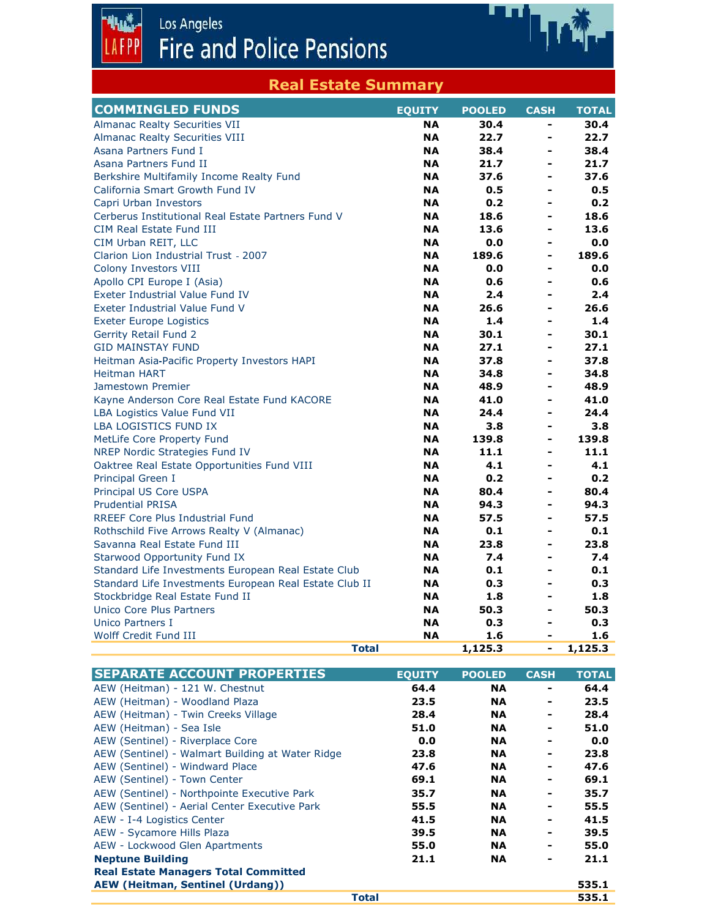# Los Angeles Fire and Police Pensions

## Real Estate Summary

| COMMINGLED FUNDS | EQUITY | POOLED | CASH | TOTAL |
|---|---|---|---|---|
| Almanac Realty Securities VII | NA | 30.4 | - | 30.4 |
| Almanac Realty Securities VIII | NA | 22.7 | - | 22.7 |
| Asana Partners Fund I | NA | 38.4 | - | 38.4 |
| Asana Partners Fund II | NA | 21.7 | - | 21.7 |
| Berkshire Multifamily Income Realty Fund | NA | 37.6 | - | 37.6 |
| California Smart Growth Fund IV | NA | 0.5 | - | 0.5 |
| Capri Urban Investors | NA | 0.2 | - | 0.2 |
| Cerberus Institutional Real Estate Partners Fund V | NA | 18.6 | - | 18.6 |
| CIM Real Estate Fund III | NA | 13.6 | - | 13.6 |
| CIM Urban REIT, LLC | NA | 0.0 | - | 0.0 |
| Clarion Lion Industrial Trust - 2007 | NA | 189.6 | - | 189.6 |
| Colony Investors VIII | NA | 0.0 | - | 0.0 |
| Apollo CPI Europe I (Asia) | NA | 0.6 | - | 0.6 |
| Exeter Industrial Value Fund IV | NA | 2.4 | - | 2.4 |
| Exeter Industrial Value Fund V | NA | 26.6 | - | 26.6 |
| Exeter Europe Logistics | NA | 1.4 | - | 1.4 |
| Gerrity Retail Fund 2 | NA | 30.1 | - | 30.1 |
| GID MAINSTAY FUND | NA | 27.1 | - | 27.1 |
| Heitman Asia-Pacific Property Investors HAPI | NA | 37.8 | - | 37.8 |
| Heitman HART | NA | 34.8 | - | 34.8 |
| Jamestown Premier | NA | 48.9 | - | 48.9 |
| Kayne Anderson Core Real Estate Fund KACORE | NA | 41.0 | - | 41.0 |
| LBA Logistics Value Fund VII | NA | 24.4 | - | 24.4 |
| LBA LOGISTICS FUND IX | NA | 3.8 | - | 3.8 |
| MetLife Core Property Fund | NA | 139.8 | - | 139.8 |
| NREP Nordic Strategies Fund IV | NA | 11.1 | - | 11.1 |
| Oaktree Real Estate Opportunities Fund VIII | NA | 4.1 | - | 4.1 |
| Principal Green I | NA | 0.2 | - | 0.2 |
| Principal US Core USPA | NA | 80.4 | - | 80.4 |
| Prudential PRISA | NA | 94.3 | - | 94.3 |
| RREEF Core Plus Industrial Fund | NA | 57.5 | - | 57.5 |
| Rothschild Five Arrows Realty V (Almanac) | NA | 0.1 | - | 0.1 |
| Savanna Real Estate Fund III | NA | 23.8 | - | 23.8 |
| Starwood Opportunity Fund IX | NA | 7.4 | - | 7.4 |
| Standard Life Investments European Real Estate Club | NA | 0.1 | - | 0.1 |
| Standard Life Investments European Real Estate Club II | NA | 0.3 | - | 0.3 |
| Stockbridge Real Estate Fund II | NA | 1.8 | - | 1.8 |
| Unico Core Plus Partners | NA | 50.3 | - | 50.3 |
| Unico Partners I | NA | 0.3 | - | 0.3 |
| Wolff Credit Fund III | NA | 1.6 | - | 1.6 |
| **Total** | | **1,125.3** | **-** | **1,125.3** |

| SEPARATE ACCOUNT PROPERTIES | EQUITY | POOLED | CASH | TOTAL |
|---|---|---|---|---|
| AEW (Heitman) - 121 W. Chestnut | 64.4 | NA | - | 64.4 |
| AEW (Heitman) - Woodland Plaza | 23.5 | NA | - | 23.5 |
| AEW (Heitman) - Twin Creeks Village | 28.4 | NA | - | 28.4 |
| AEW (Heitman) - Sea Isle | 51.0 | NA | - | 51.0 |
| AEW (Sentinel) - Riverplace Core | 0.0 | NA | - | 0.0 |
| AEW (Sentinel) - Walmart Building at Water Ridge | 23.8 | NA | - | 23.8 |
| AEW (Sentinel) - Windward Place | 47.6 | NA | - | 47.6 |
| AEW (Sentinel) - Town Center | 69.1 | NA | - | 69.1 |
| AEW (Sentinel) - Northpointe Executive Park | 35.7 | NA | - | 35.7 |
| AEW (Sentinel) - Aerial Center Executive Park | 55.5 | NA | - | 55.5 |
| AEW - I-4 Logistics Center | 41.5 | NA | - | 41.5 |
| AEW - Sycamore Hills Plaza | 39.5 | NA | - | 39.5 |
| AEW - Lockwood Glen Apartments | 55.0 | NA | - | 55.0 |
| **Neptune Building** | 21.1 | NA | - | 21.1 |
| **Real Estate Managers Total Committed** | | | | |
| **AEW (Heitman, Sentinel (Urdang))** | | | | **535.1** |
| **Total** | | | | **535.1** |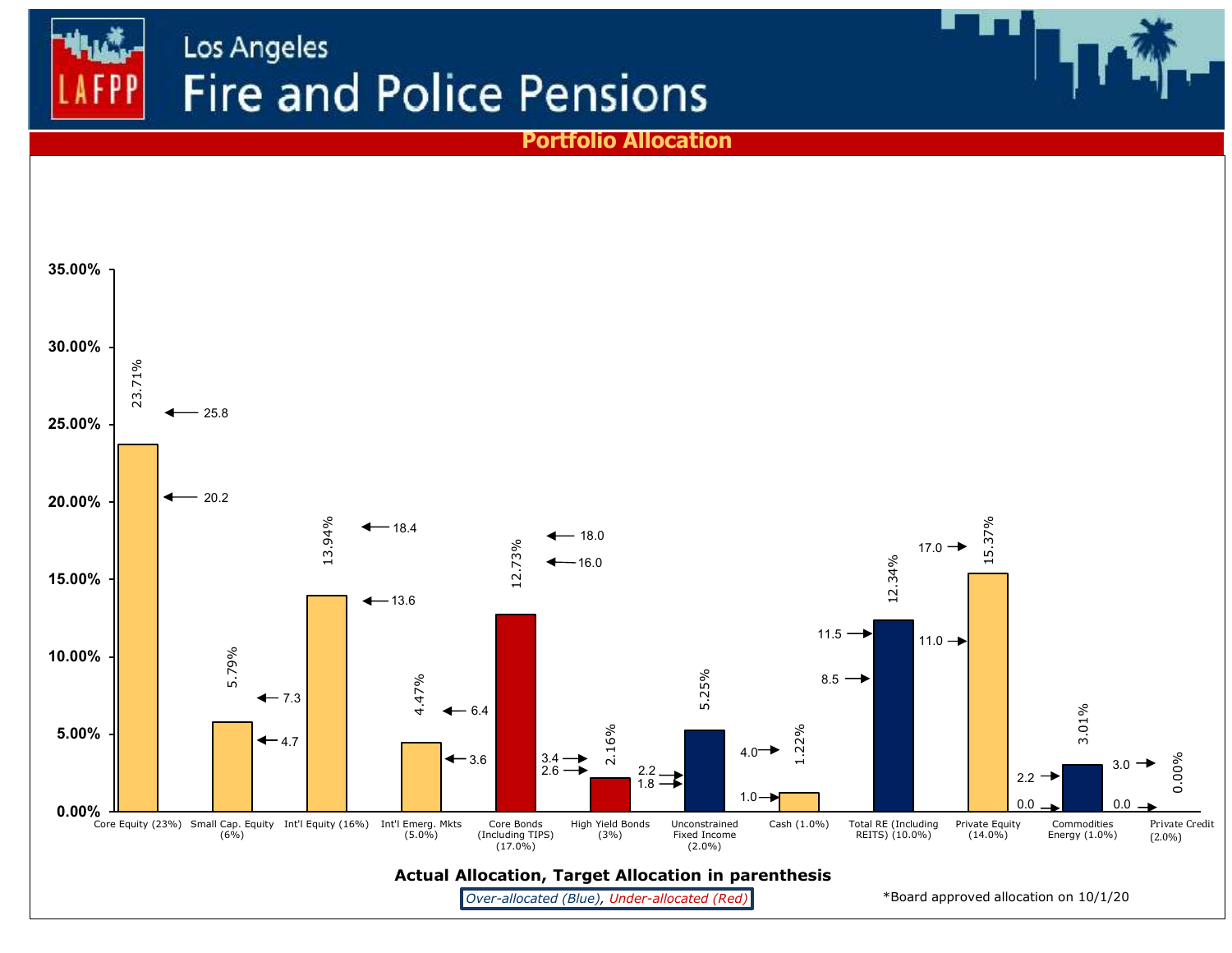# Los Angeles Fire and Police Pensions

LAFPP

## Portfolio Allocation

35.00%
30.00%
25.00%
20.00%
15.00%
10.00%
5.00%
0.00%

Core Equity (23%): 23.71% — 25.8, 20.2

Small Cap. Equity (6%): 5.79% — 7.3, 4.7

Int'l Equity (16%): 13.94% — 18.4, 13.6

Int'l Emerg. Mkts (5.0%): 4.47% — 6.4, 3.6

Core Bonds (Including TIPS) (17.0%): 12.73% — 18.0, 16.0

High Yield Bonds (3%): 2.16% — 3.4, 2.6

Unconstrained Fixed Income (2.0%): 5.25% — 2.2, 1.8

Cash (1.0%): 1.22% — 4.0, 1.0

Total RE (Including REITS) (10.0%): 12.34% — 11.5, 8.5

Private Equity (14.0%): 15.37% — 17.0, 11.0

Commodities Energy (1.0%): 3.01% — 2.2, 0.0

Private Credit (2.0%): 0.00% — 3.0, 0.0

**Actual Allocation, Target Allocation in parenthesis**

*Over-allocated (Blue), Under-allocated (Red)*

*Board approved allocation on 10/1/20